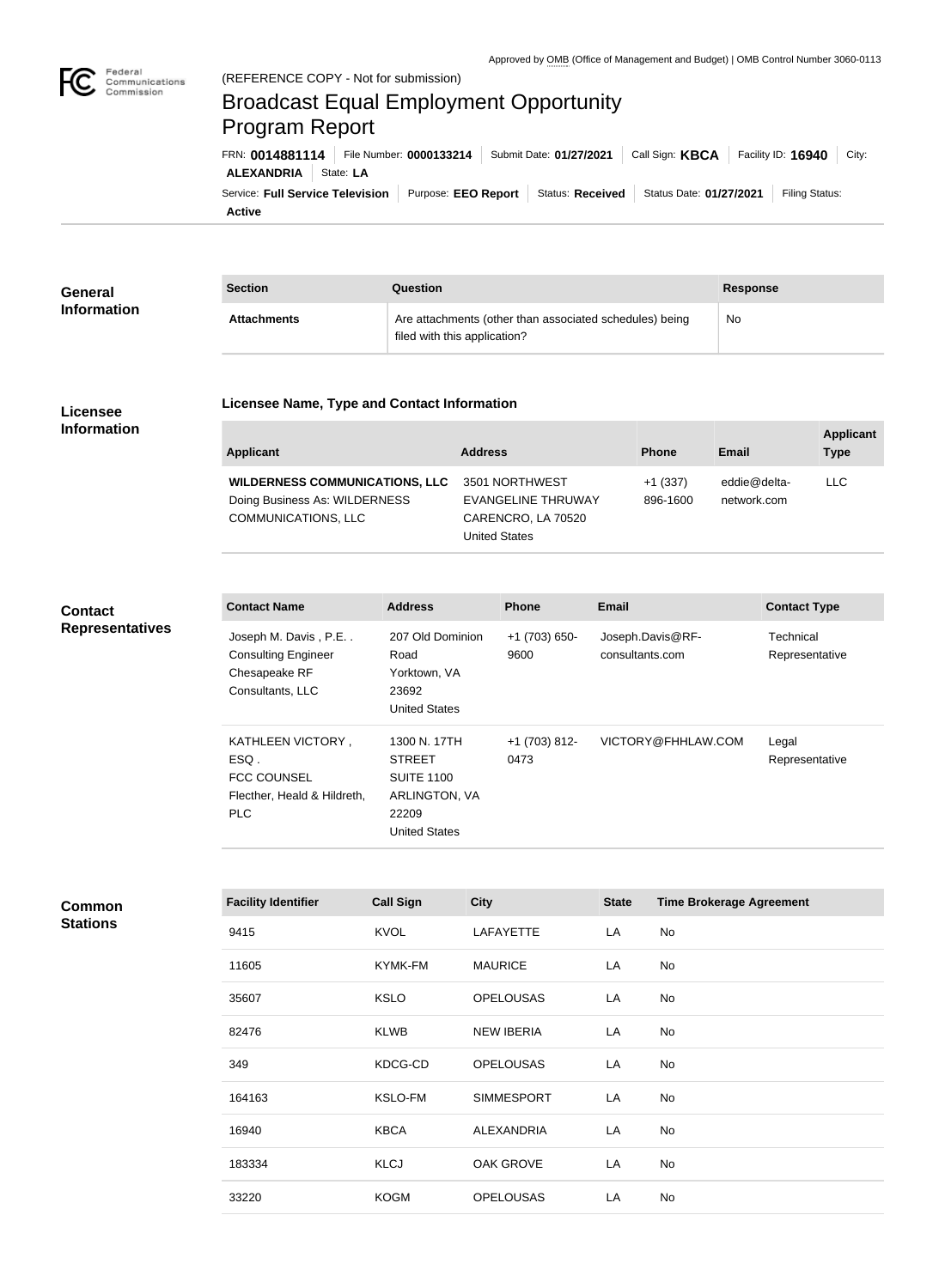Approved by OMB (Office of Management and Budget) | OMB Control Number 3060-0113

(REFERENCE COPY - Not for submission)

# Broadcast Equal Employment Opportunity Program Report

FRN: **0014881114** | File Number: **0000133214** | Submit Date: **01/27/2021** | Call Sign: **KBCA** | Facility ID: **16940** | City: **ALEXANDRIA** | State: **LA**

Service: **Full Service Television** | Purpose: **EEO Report** | Status: **Received** | Status Date: **01/27/2021** | Filing Status: **Active**

## General Information

| Section | Question | Response |
| --- | --- | --- |
| **Attachments** | Are attachments (other than associated schedules) being filed with this application? | No |

## Licensee Information

### Licensee Name, Type and Contact Information

| Applicant | Address | Phone | Email | Applicant Type |
| --- | --- | --- | --- | --- |
| **WILDERNESS COMMUNICATIONS, LLC** Doing Business As: WILDERNESS COMMUNICATIONS, LLC | 3501 NORTHWEST EVANGELINE THRUWAY CARENCRO, LA 70520 United States | +1 (337) 896-1600 | eddie@delta-network.com | LLC |

## Contact Representatives

| Contact Name | Address | Phone | Email | Contact Type |
| --- | --- | --- | --- | --- |
| Joseph M. Davis , P.E. . Consulting Engineer Chesapeake RF Consultants, LLC | 207 Old Dominion Road Yorktown, VA 23692 United States | +1 (703) 650-9600 | Joseph.Davis@RF-consultants.com | Technical Representative |
| KATHLEEN VICTORY , ESQ . FCC COUNSEL Flecther, Heald & Hildreth, PLC | 1300 N. 17TH STREET SUITE 1100 ARLINGTON, VA 22209 United States | +1 (703) 812-0473 | VICTORY@FHHLAW.COM | Legal Representative |

## Common Stations

| Facility Identifier | Call Sign | City | State | Time Brokerage Agreement |
| --- | --- | --- | --- | --- |
| 9415 | KVOL | LAFAYETTE | LA | No |
| 11605 | KYMK-FM | MAURICE | LA | No |
| 35607 | KSLO | OPELOUSAS | LA | No |
| 82476 | KLWB | NEW IBERIA | LA | No |
| 349 | KDCG-CD | OPELOUSAS | LA | No |
| 164163 | KSLO-FM | SIMMESPORT | LA | No |
| 16940 | KBCA | ALEXANDRIA | LA | No |
| 183334 | KLCJ | OAK GROVE | LA | No |
| 33220 | KOGM | OPELOUSAS | LA | No |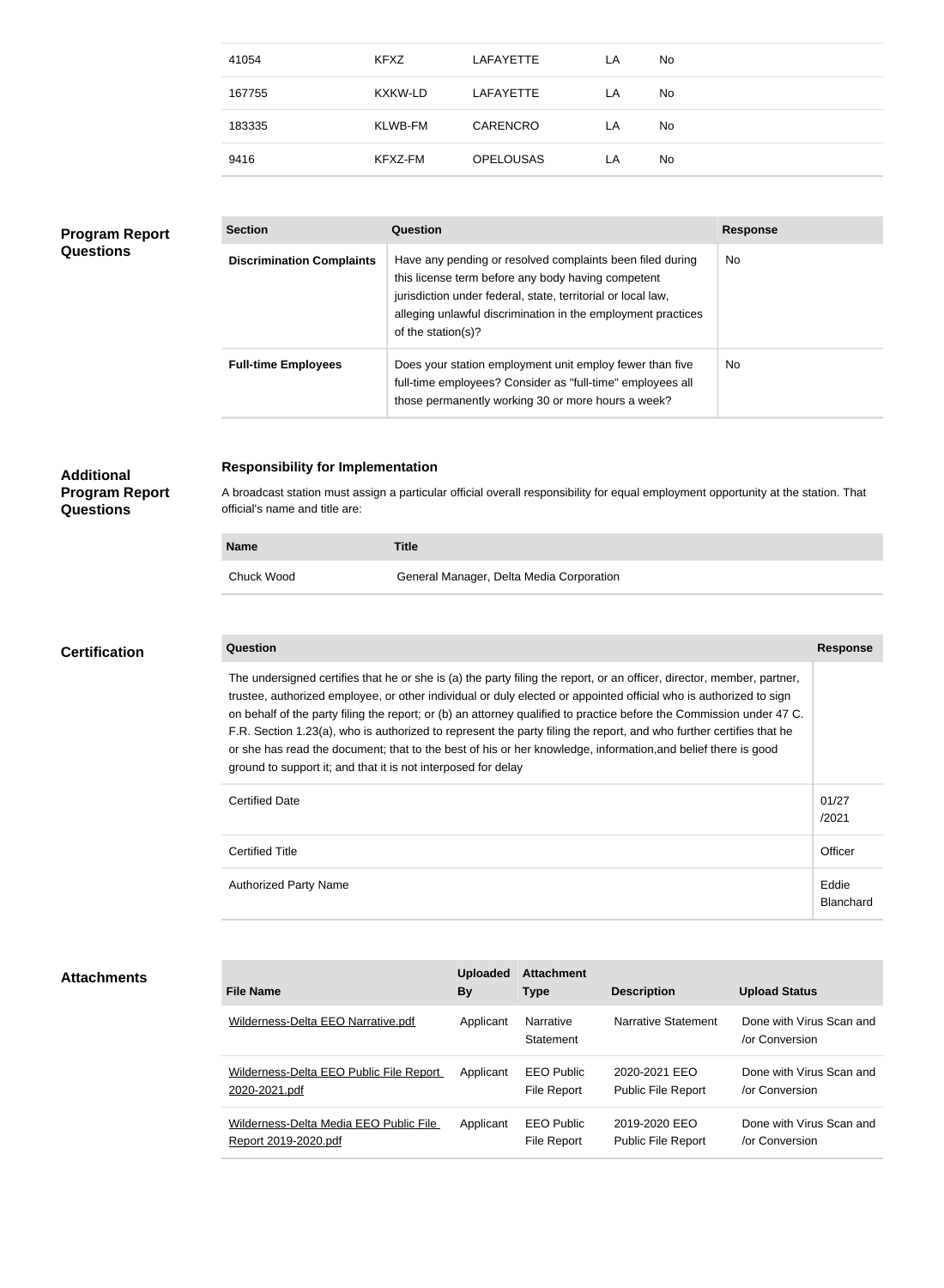| | | | | |
|---|---|---|---|---|
| 41054 | KFXZ | LAFAYETTE | LA | No |
| 167755 | KXKW-LD | LAFAYETTE | LA | No |
| 183335 | KLWB-FM | CARENCRO | LA | No |
| 9416 | KFXZ-FM | OPELOUSAS | LA | No |

## Program Report Questions

| Section | Question | Response |
|---|---|---|
| **Discrimination Complaints** | Have any pending or resolved complaints been filed during this license term before any body having competent jurisdiction under federal, state, territorial or local law, alleging unlawful discrimination in the employment practices of the station(s)? | No |
| **Full-time Employees** | Does your station employment unit employ fewer than five full-time employees? Consider as "full-time" employees all those permanently working 30 or more hours a week? | No |

## Additional Program Report Questions

### Responsibility for Implementation

A broadcast station must assign a particular official overall responsibility for equal employment opportunity at the station. That official's name and title are:

| Name | Title |
|---|---|
| Chuck Wood | General Manager, Delta Media Corporation |

## Certification

| Question | Response |
|---|---|
| The undersigned certifies that he or she is (a) the party filing the report, or an officer, director, member, partner, trustee, authorized employee, or other individual or duly elected or appointed official who is authorized to sign on behalf of the party filing the report; or (b) an attorney qualified to practice before the Commission under 47 C.F.R. Section 1.23(a), who is authorized to represent the party filing the report, and who further certifies that he or she has read the document; that to the best of his or her knowledge, information,and belief there is good ground to support it; and that it is not interposed for delay | |
| Certified Date | 01/27/2021 |
| Certified Title | Officer |
| Authorized Party Name | Eddie Blanchard |

## Attachments

| File Name | Uploaded By | Attachment Type | Description | Upload Status |
|---|---|---|---|---|
| Wilderness-Delta EEO Narrative.pdf | Applicant | Narrative Statement | Narrative Statement | Done with Virus Scan and /or Conversion |
| Wilderness-Delta EEO Public File Report 2020-2021.pdf | Applicant | EEO Public File Report | 2020-2021 EEO Public File Report | Done with Virus Scan and /or Conversion |
| Wilderness-Delta Media EEO Public File Report 2019-2020.pdf | Applicant | EEO Public File Report | 2019-2020 EEO Public File Report | Done with Virus Scan and /or Conversion |